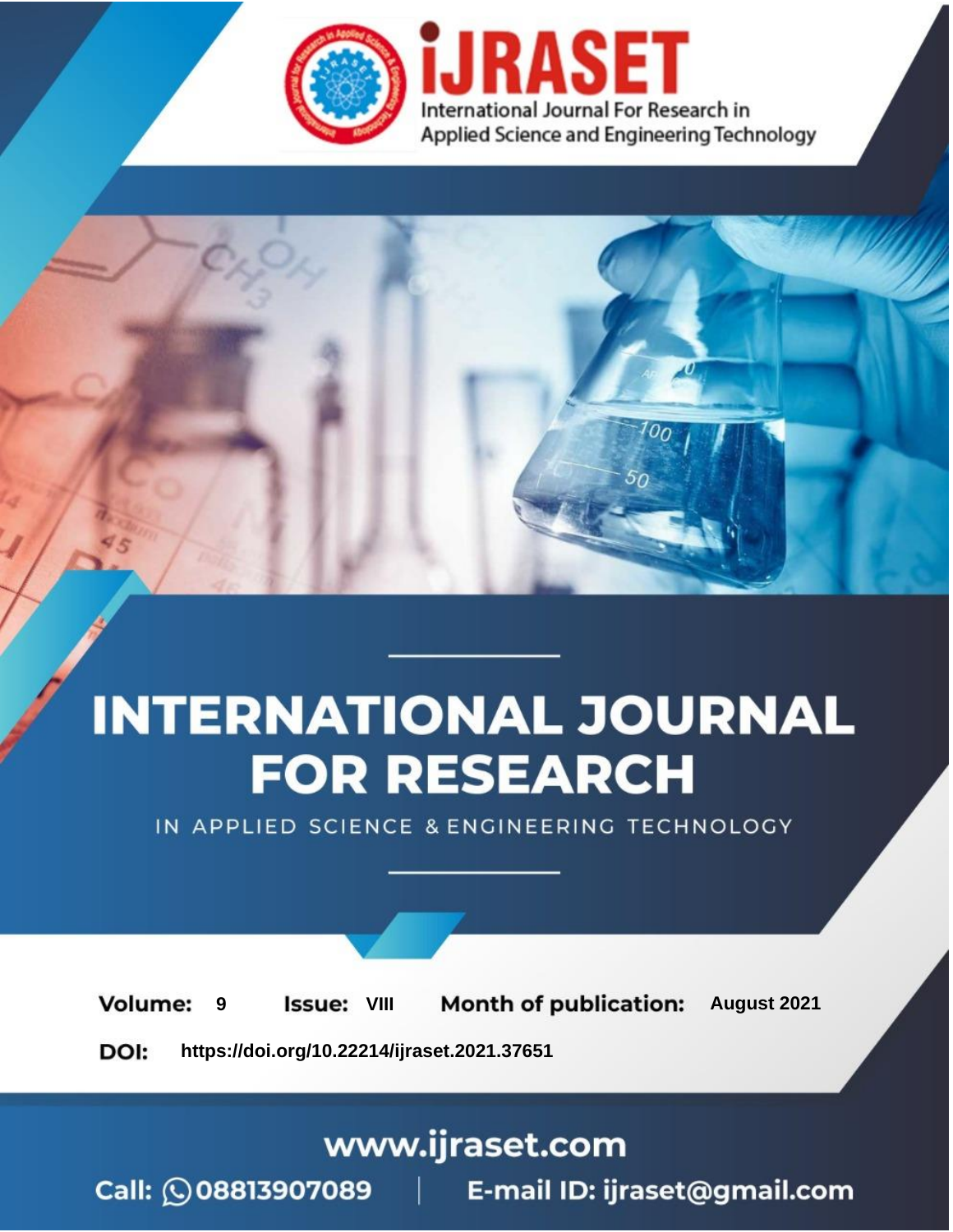# INTERNATIONAL JOURNAL FOR RESEARCH

IN APPLIED SCIENCE & ENGINEERING TECHNOLOGY

**Volume:** 9 **Issue:** VIII **Month of publication:** August 2021

**DOI:** https://doi.org/10.22214/ijraset.2021.37651

www.ijraset.com

Call: 08813907089 | E-mail ID: ijraset@gmail.com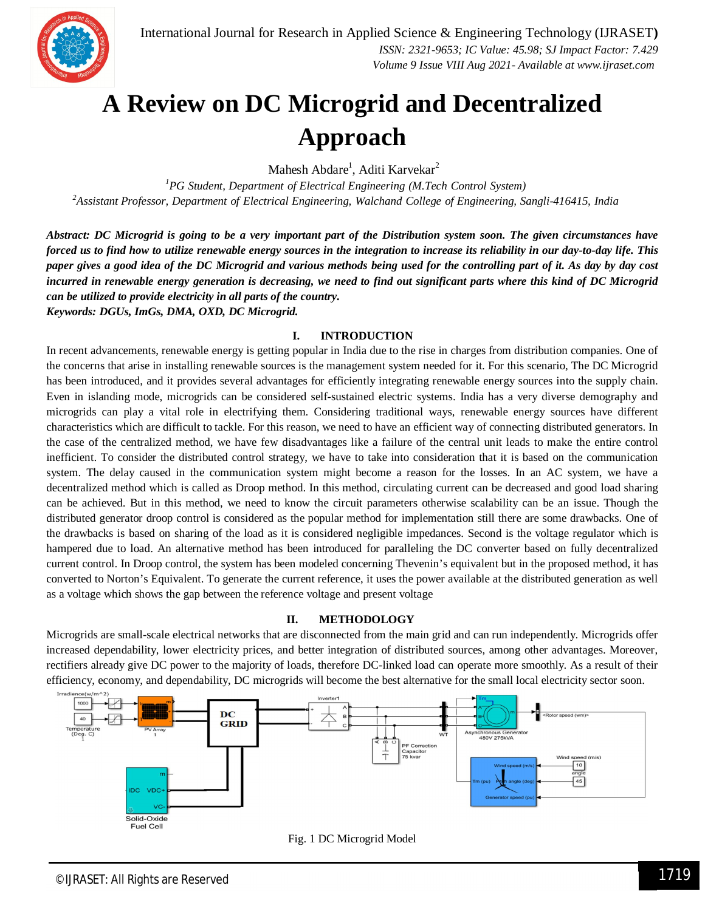# A Review on DC Microgrid and Decentralized Approach

Mahesh Abdare[1], Aditi Karvekar[2]

[1]*PG Student, Department of Electrical Engineering (M.Tech Control System)*
[2]*Assistant Professor, Department of Electrical Engineering, Walchand College of Engineering, Sangli-416415, India*

***Abstract:** DC Microgrid is going to be a very important part of the Distribution system soon. The given circumstances have forced us to find how to utilize renewable energy sources in the integration to increase its reliability in our day-to-day life. This paper gives a good idea of the DC Microgrid and various methods being used for the controlling part of it. As day by day cost incurred in renewable energy generation is decreasing, we need to find out significant parts where this kind of DC Microgrid can be utilized to provide electricity in all parts of the country.*

***Keywords:** DGUs, ImGs, DMA, OXD, DC Microgrid.*

## I. INTRODUCTION

In recent advancements, renewable energy is getting popular in India due to the rise in charges from distribution companies. One of the concerns that arise in installing renewable sources is the management system needed for it. For this scenario, The DC Microgrid has been introduced, and it provides several advantages for efficiently integrating renewable energy sources into the supply chain. Even in islanding mode, microgrids can be considered self-sustained electric systems. India has a very diverse demography and microgrids can play a vital role in electrifying them. Considering traditional ways, renewable energy sources have different characteristics which are difficult to tackle. For this reason, we need to have an efficient way of connecting distributed generators. In the case of the centralized method, we have few disadvantages like a failure of the central unit leads to make the entire control inefficient. To consider the distributed control strategy, we have to take into consideration that it is based on the communication system. The delay caused in the communication system might become a reason for the losses. In an AC system, we have a decentralized method which is called as Droop method. In this method, circulating current can be decreased and good load sharing can be achieved. But in this method, we need to know the circuit parameters otherwise scalability can be an issue. Though the distributed generator droop control is considered as the popular method for implementation still there are some drawbacks. One of the drawbacks is based on sharing of the load as it is considered negligible impedances. Second is the voltage regulator which is hampered due to load. An alternative method has been introduced for paralleling the DC converter based on fully decentralized current control. In Droop control, the system has been modeled concerning Thevenin's equivalent but in the proposed method, it has converted to Norton's Equivalent. To generate the current reference, it uses the power available at the distributed generation as well as a voltage which shows the gap between the reference voltage and present voltage

## II. METHODOLOGY

Microgrids are small-scale electrical networks that are disconnected from the main grid and can run independently. Microgrids offer increased dependability, lower electricity prices, and better integration of distributed sources, among other advantages. Moreover, rectifiers already give DC power to the majority of loads, therefore DC-linked load can operate more smoothly. As a result of their efficiency, economy, and dependability, DC microgrids will become the best alternative for the small local electricity sector soon.

Fig. 1 DC Microgrid Model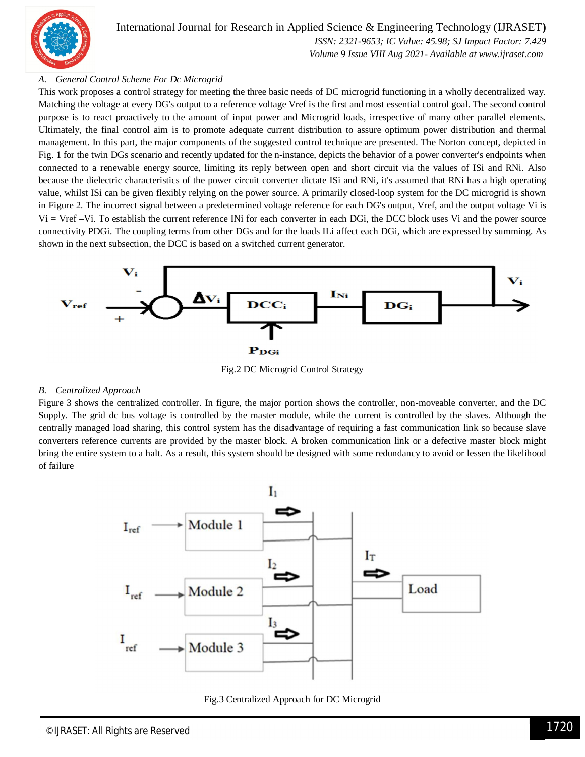### A. General Control Scheme For Dc Microgrid

This work proposes a control strategy for meeting the three basic needs of DC microgrid functioning in a wholly decentralized way. Matching the voltage at every DG's output to a reference voltage Vref is the first and most essential control goal. The second control purpose is to react proactively to the amount of input power and Microgrid loads, irrespective of many other parallel elements. Ultimately, the final control aim is to promote adequate current distribution to assure optimum power distribution and thermal management. In this part, the major components of the suggested control technique are presented. The Norton concept, depicted in Fig. 1 for the twin DGs scenario and recently updated for the n-instance, depicts the behavior of a power converter's endpoints when connected to a renewable energy source, limiting its reply between open and short circuit via the values of ISi and RNi. Also because the dielectric characteristics of the power circuit converter dictate ISi and RNi, it's assumed that RNi has a high operating value, whilst ISi can be given flexibly relying on the power source. A primarily closed-loop system for the DC microgrid is shown in Figure 2. The incorrect signal between a predetermined voltage reference for each DG's output, Vref, and the output voltage Vi is Vi = Vref –Vi. To establish the current reference INi for each converter in each DGi, the DCC block uses Vi and the power source connectivity PDGi. The coupling terms from other DGs and for the loads ILi affect each DGi, which are expressed by summing. As shown in the next subsection, the DCC is based on a switched current generator.

Fig.2 DC Microgrid Control Strategy

### B. Centralized Approach

Figure 3 shows the centralized controller. In figure, the major portion shows the controller, non-moveable converter, and the DC Supply. The grid dc bus voltage is controlled by the master module, while the current is controlled by the slaves. Although the centrally managed load sharing, this control system has the disadvantage of requiring a fast communication link so because slave converters reference currents are provided by the master block. A broken communication link or a defective master block might bring the entire system to a halt. As a result, this system should be designed with some redundancy to avoid or lessen the likelihood of failure

Fig.3 Centralized Approach for DC Microgrid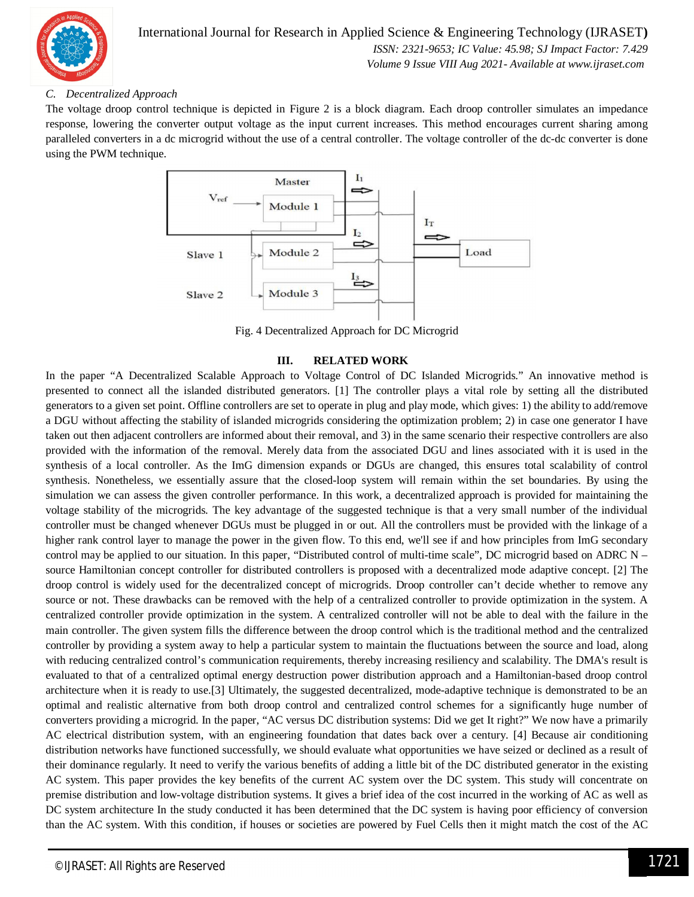### C. Decentralized Approach

The voltage droop control technique is depicted in Figure 2 is a block diagram. Each droop controller simulates an impedance response, lowering the converter output voltage as the input current increases. This method encourages current sharing among paralleled converters in a dc microgrid without the use of a central controller. The voltage controller of the dc-dc converter is done using the PWM technique.

Fig. 4 Decentralized Approach for DC Microgrid

## III. RELATED WORK

In the paper "A Decentralized Scalable Approach to Voltage Control of DC Islanded Microgrids." An innovative method is presented to connect all the islanded distributed generators. [1] The controller plays a vital role by setting all the distributed generators to a given set point. Offline controllers are set to operate in plug and play mode, which gives: 1) the ability to add/remove a DGU without affecting the stability of islanded microgrids considering the optimization problem; 2) in case one generator I have taken out then adjacent controllers are informed about their removal, and 3) in the same scenario their respective controllers are also provided with the information of the removal. Merely data from the associated DGU and lines associated with it is used in the synthesis of a local controller. As the ImG dimension expands or DGUs are changed, this ensures total scalability of control synthesis. Nonetheless, we essentially assure that the closed-loop system will remain within the set boundaries. By using the simulation we can assess the given controller performance. In this work, a decentralized approach is provided for maintaining the voltage stability of the microgrids. The key advantage of the suggested technique is that a very small number of the individual controller must be changed whenever DGUs must be plugged in or out. All the controllers must be provided with the linkage of a higher rank control layer to manage the power in the given flow. To this end, we'll see if and how principles from ImG secondary control may be applied to our situation. In this paper, "Distributed control of multi-time scale", DC microgrid based on ADRC N – source Hamiltonian concept controller for distributed controllers is proposed with a decentralized mode adaptive concept. [2] The droop control is widely used for the decentralized concept of microgrids. Droop controller can't decide whether to remove any source or not. These drawbacks can be removed with the help of a centralized controller to provide optimization in the system. A centralized controller provide optimization in the system. A centralized controller will not be able to deal with the failure in the main controller. The given system fills the difference between the droop control which is the traditional method and the centralized controller by providing a system away to help a particular system to maintain the fluctuations between the source and load, along with reducing centralized control's communication requirements, thereby increasing resiliency and scalability. The DMA's result is evaluated to that of a centralized optimal energy destruction power distribution approach and a Hamiltonian-based droop control architecture when it is ready to use.[3] Ultimately, the suggested decentralized, mode-adaptive technique is demonstrated to be an optimal and realistic alternative from both droop control and centralized control schemes for a significantly huge number of converters providing a microgrid. In the paper, "AC versus DC distribution systems: Did we get It right?" We now have a primarily AC electrical distribution system, with an engineering foundation that dates back over a century. [4] Because air conditioning distribution networks have functioned successfully, we should evaluate what opportunities we have seized or declined as a result of their dominance regularly. It need to verify the various benefits of adding a little bit of the DC distributed generator in the existing AC system. This paper provides the key benefits of the current AC system over the DC system. This study will concentrate on premise distribution and low-voltage distribution systems. It gives a brief idea of the cost incurred in the working of AC as well as DC system architecture In the study conducted it has been determined that the DC system is having poor efficiency of conversion than the AC system. With this condition, if houses or societies are powered by Fuel Cells then it might match the cost of the AC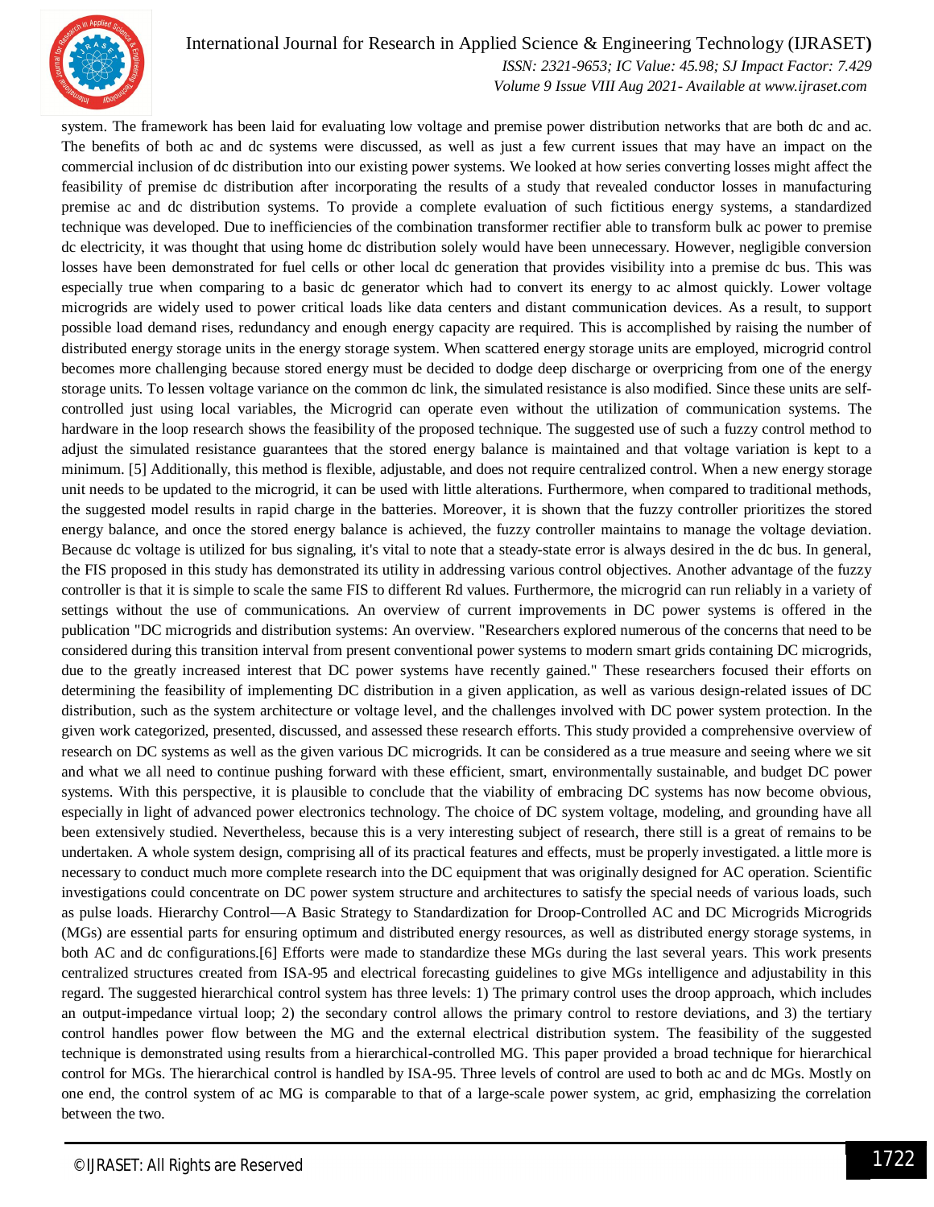system. The framework has been laid for evaluating low voltage and premise power distribution networks that are both dc and ac. The benefits of both ac and dc systems were discussed, as well as just a few current issues that may have an impact on the commercial inclusion of dc distribution into our existing power systems. We looked at how series converting losses might affect the feasibility of premise dc distribution after incorporating the results of a study that revealed conductor losses in manufacturing premise ac and dc distribution systems. To provide a complete evaluation of such fictitious energy systems, a standardized technique was developed. Due to inefficiencies of the combination transformer rectifier able to transform bulk ac power to premise dc electricity, it was thought that using home dc distribution solely would have been unnecessary. However, negligible conversion losses have been demonstrated for fuel cells or other local dc generation that provides visibility into a premise dc bus. This was especially true when comparing to a basic dc generator which had to convert its energy to ac almost quickly. Lower voltage microgrids are widely used to power critical loads like data centers and distant communication devices. As a result, to support possible load demand rises, redundancy and enough energy capacity are required. This is accomplished by raising the number of distributed energy storage units in the energy storage system. When scattered energy storage units are employed, microgrid control becomes more challenging because stored energy must be decided to dodge deep discharge or overpricing from one of the energy storage units. To lessen voltage variance on the common dc link, the simulated resistance is also modified. Since these units are self-controlled just using local variables, the Microgrid can operate even without the utilization of communication systems. The hardware in the loop research shows the feasibility of the proposed technique. The suggested use of such a fuzzy control method to adjust the simulated resistance guarantees that the stored energy balance is maintained and that voltage variation is kept to a minimum. [5] Additionally, this method is flexible, adjustable, and does not require centralized control. When a new energy storage unit needs to be updated to the microgrid, it can be used with little alterations. Furthermore, when compared to traditional methods, the suggested model results in rapid charge in the batteries. Moreover, it is shown that the fuzzy controller prioritizes the stored energy balance, and once the stored energy balance is achieved, the fuzzy controller maintains to manage the voltage deviation. Because dc voltage is utilized for bus signaling, it's vital to note that a steady-state error is always desired in the dc bus. In general, the FIS proposed in this study has demonstrated its utility in addressing various control objectives. Another advantage of the fuzzy controller is that it is simple to scale the same FIS to different Rd values. Furthermore, the microgrid can run reliably in a variety of settings without the use of communications. An overview of current improvements in DC power systems is offered in the publication "DC microgrids and distribution systems: An overview. "Researchers explored numerous of the concerns that need to be considered during this transition interval from present conventional power systems to modern smart grids containing DC microgrids, due to the greatly increased interest that DC power systems have recently gained." These researchers focused their efforts on determining the feasibility of implementing DC distribution in a given application, as well as various design-related issues of DC distribution, such as the system architecture or voltage level, and the challenges involved with DC power system protection. In the given work categorized, presented, discussed, and assessed these research efforts. This study provided a comprehensive overview of research on DC systems as well as the given various DC microgrids. It can be considered as a true measure and seeing where we sit and what we all need to continue pushing forward with these efficient, smart, environmentally sustainable, and budget DC power systems. With this perspective, it is plausible to conclude that the viability of embracing DC systems has now become obvious, especially in light of advanced power electronics technology. The choice of DC system voltage, modeling, and grounding have all been extensively studied. Nevertheless, because this is a very interesting subject of research, there still is a great of remains to be undertaken. A whole system design, comprising all of its practical features and effects, must be properly investigated. a little more is necessary to conduct much more complete research into the DC equipment that was originally designed for AC operation. Scientific investigations could concentrate on DC power system structure and architectures to satisfy the special needs of various loads, such as pulse loads. Hierarchy Control—A Basic Strategy to Standardization for Droop-Controlled AC and DC Microgrids Microgrids (MGs) are essential parts for ensuring optimum and distributed energy resources, as well as distributed energy storage systems, in both AC and dc configurations.[6] Efforts were made to standardize these MGs during the last several years. This work presents centralized structures created from ISA-95 and electrical forecasting guidelines to give MGs intelligence and adjustability in this regard. The suggested hierarchical control system has three levels: 1) The primary control uses the droop approach, which includes an output-impedance virtual loop; 2) the secondary control allows the primary control to restore deviations, and 3) the tertiary control handles power flow between the MG and the external electrical distribution system. The feasibility of the suggested technique is demonstrated using results from a hierarchical-controlled MG. This paper provided a broad technique for hierarchical control for MGs. The hierarchical control is handled by ISA-95. Three levels of control are used to both ac and dc MGs. Mostly on one end, the control system of ac MG is comparable to that of a large-scale power system, ac grid, emphasizing the correlation between the two.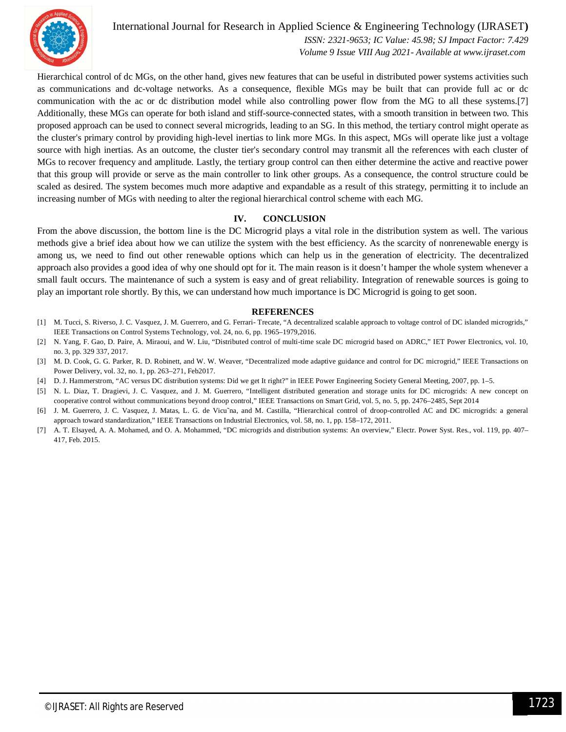Hierarchical control of dc MGs, on the other hand, gives new features that can be useful in distributed power systems activities such as communications and dc-voltage networks. As a consequence, flexible MGs may be built that can provide full ac or dc communication with the ac or dc distribution model while also controlling power flow from the MG to all these systems.[7] Additionally, these MGs can operate for both island and stiff-source-connected states, with a smooth transition in between two. This proposed approach can be used to connect several microgrids, leading to an SG. In this method, the tertiary control might operate as the cluster's primary control by providing high-level inertias to link more MGs. In this aspect, MGs will operate like just a voltage source with high inertias. As an outcome, the cluster tier's secondary control may transmit all the references with each cluster of MGs to recover frequency and amplitude. Lastly, the tertiary group control can then either determine the active and reactive power that this group will provide or serve as the main controller to link other groups. As a consequence, the control structure could be scaled as desired. The system becomes much more adaptive and expandable as a result of this strategy, permitting it to include an increasing number of MGs with needing to alter the regional hierarchical control scheme with each MG.

## IV. CONCLUSION

From the above discussion, the bottom line is the DC Microgrid plays a vital role in the distribution system as well. The various methods give a brief idea about how we can utilize the system with the best efficiency. As the scarcity of nonrenewable energy is among us, we need to find out other renewable options which can help us in the generation of electricity. The decentralized approach also provides a good idea of why one should opt for it. The main reason is it doesn't hamper the whole system whenever a small fault occurs. The maintenance of such a system is easy and of great reliability. Integration of renewable sources is going to play an important role shortly. By this, we can understand how much importance is DC Microgrid is going to get soon.

## REFERENCES

[1] M. Tucci, S. Riverso, J. C. Vasquez, J. M. Guerrero, and G. Ferrari- Trecate, "A decentralized scalable approach to voltage control of DC islanded microgrids," IEEE Transactions on Control Systems Technology, vol. 24, no. 6, pp. 1965–1979,2016.

[2] N. Yang, F. Gao, D. Paire, A. Miraoui, and W. Liu, "Distributed control of multi-time scale DC microgrid based on ADRC," IET Power Electronics, vol. 10, no. 3, pp. 329 337, 2017.

[3] M. D. Cook, G. G. Parker, R. D. Robinett, and W. W. Weaver, "Decentralized mode adaptive guidance and control for DC microgrid," IEEE Transactions on Power Delivery, vol. 32, no. 1, pp. 263–271, Feb2017.

[4] D. J. Hammerstrom, "AC versus DC distribution systems: Did we get It right?" in IEEE Power Engineering Society General Meeting, 2007, pp. 1–5.

[5] N. L. Diaz, T. Dragievi, J. C. Vasquez, and J. M. Guerrero, "Intelligent distributed generation and storage units for DC microgrids: A new concept on cooperative control without communications beyond droop control," IEEE Transactions on Smart Grid, vol. 5, no. 5, pp. 2476–2485, Sept 2014

[6] J. M. Guerrero, J. C. Vasquez, J. Matas, L. G. de Vicu˜na, and M. Castilla, "Hierarchical control of droop-controlled AC and DC microgrids: a general approach toward standardization," IEEE Transactions on Industrial Electronics, vol. 58, no. 1, pp. 158–172, 2011.

[7] A. T. Elsayed, A. A. Mohamed, and O. A. Mohammed, "DC microgrids and distribution systems: An overview," Electr. Power Syst. Res., vol. 119, pp. 407–417, Feb. 2015.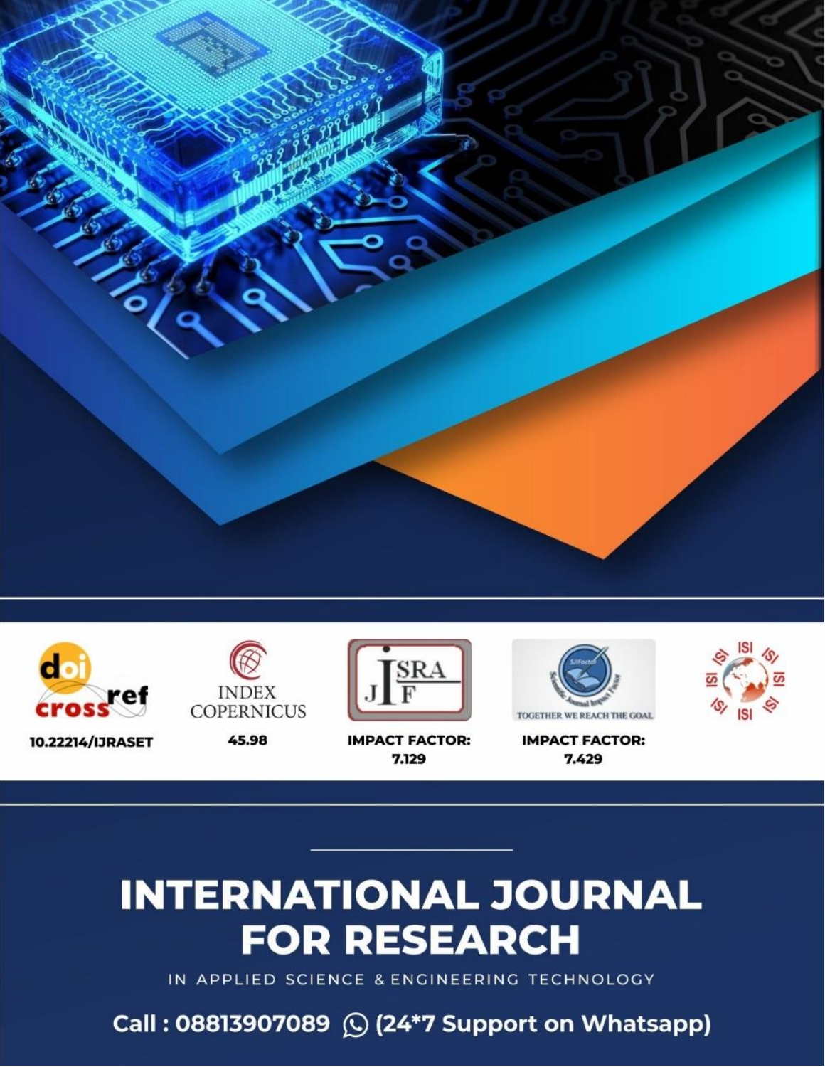10.22214/IJRASET

INDEX COPERNICUS

45.98

IMPACT FACTOR: 7.129

IMPACT FACTOR: 7.429

# INTERNATIONAL JOURNAL FOR RESEARCH

IN APPLIED SCIENCE & ENGINEERING TECHNOLOGY

Call : 08813907089 (24*7 Support on Whatsapp)